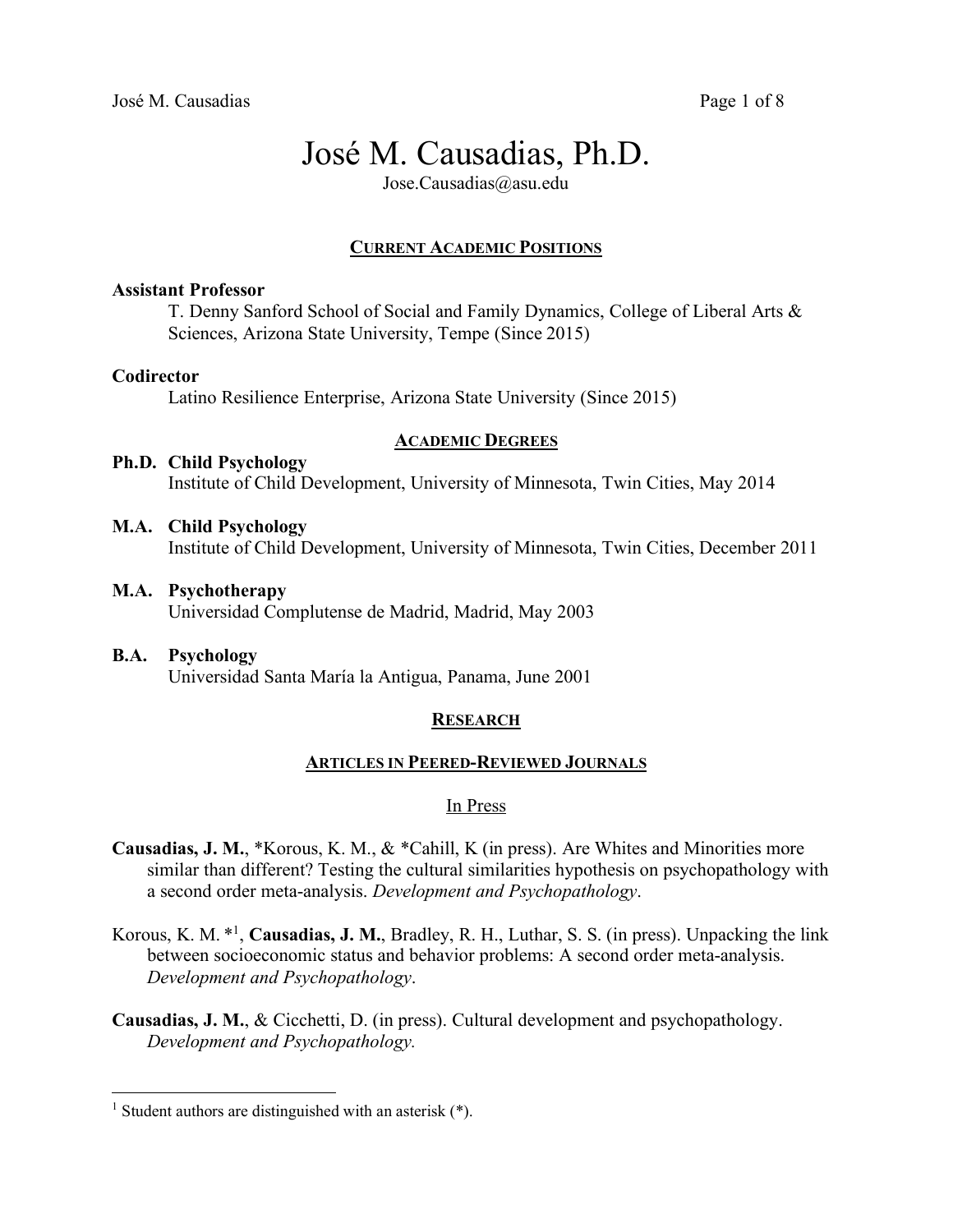# José M. Causadias, Ph.D.

Jose.Causadias@asu.edu

## CURRENT ACADEMIC POSITIONS

**Assistant Professor**
T. Denny Sanford School of Social and Family Dynamics, College of Liberal Arts & Sciences, Arizona State University, Tempe (Since 2015)

**Codirector**
Latino Resilience Enterprise, Arizona State University (Since 2015)

## ACADEMIC DEGREES

**Ph.D. Child Psychology**
Institute of Child Development, University of Minnesota, Twin Cities, May 2014

**M.A. Child Psychology**
Institute of Child Development, University of Minnesota, Twin Cities, December 2011

**M.A. Psychotherapy**
Universidad Complutense de Madrid, Madrid, May 2003

**B.A. Psychology**
Universidad Santa María la Antigua, Panama, June 2001

## RESEARCH

### ARTICLES IN PEERED-REVIEWED JOURNALS

#### In Press

**Causadias, J. M.**, *Korous, K. M., & *Cahill, K (in press). Are Whites and Minorities more similar than different? Testing the cultural similarities hypothesis on psychopathology with a second order meta-analysis. *Development and Psychopathology*.

Korous, K. M. *[1], **Causadias, J. M.**, Bradley, R. H., Luthar, S. S. (in press). Unpacking the link between socioeconomic status and behavior problems: A second order meta-analysis. *Development and Psychopathology*.

**Causadias, J. M.**, & Cicchetti, D. (in press). Cultural development and psychopathology. *Development and Psychopathology.*

[1] Student authors are distinguished with an asterisk (*).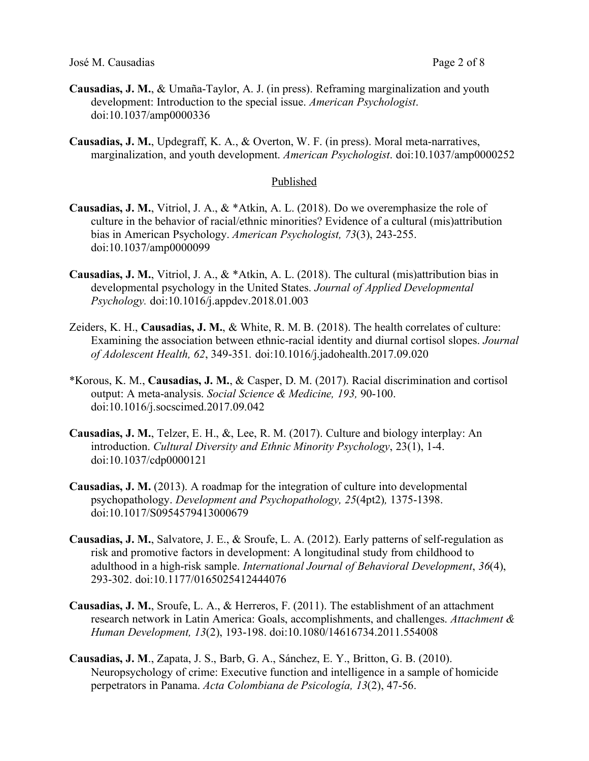**Causadias, J. M.**, & Umaña-Taylor, A. J. (in press). Reframing marginalization and youth development: Introduction to the special issue. *American Psychologist*. doi:10.1037/amp0000336

**Causadias, J. M.**, Updegraff, K. A., & Overton, W. F. (in press). Moral meta-narratives, marginalization, and youth development. *American Psychologist*. doi:10.1037/amp0000252

## Published

**Causadias, J. M.**, Vitriol, J. A., & *Atkin, A. L. (2018). Do we overemphasize the role of culture in the behavior of racial/ethnic minorities? Evidence of a cultural (mis)attribution bias in American Psychology. *American Psychologist, 73*(3), 243-255. doi:10.1037/amp0000099

**Causadias, J. M.**, Vitriol, J. A., & *Atkin, A. L. (2018). The cultural (mis)attribution bias in developmental psychology in the United States. *Journal of Applied Developmental Psychology.* doi:10.1016/j.appdev.2018.01.003

Zeiders, K. H., **Causadias, J. M.**, & White, R. M. B. (2018). The health correlates of culture: Examining the association between ethnic-racial identity and diurnal cortisol slopes. *Journal of Adolescent Health, 62*, 349-351. doi:10.1016/j.jadohealth.2017.09.020

*Korous, K. M., **Causadias, J. M.**, & Casper, D. M. (2017). Racial discrimination and cortisol output: A meta-analysis. *Social Science & Medicine, 193,* 90-100. doi:10.1016/j.socscimed.2017.09.042

**Causadias, J. M.**, Telzer, E. H., &, Lee, R. M. (2017). Culture and biology interplay: An introduction. *Cultural Diversity and Ethnic Minority Psychology*, 23(1), 1-4. doi:10.1037/cdp0000121

**Causadias, J. M.** (2013). A roadmap for the integration of culture into developmental psychopathology. *Development and Psychopathology, 25*(4pt2)*,* 1375-1398. doi:10.1017/S0954579413000679

**Causadias, J. M.**, Salvatore, J. E., & Sroufe, L. A. (2012). Early patterns of self-regulation as risk and promotive factors in development: A longitudinal study from childhood to adulthood in a high-risk sample. *International Journal of Behavioral Development*, *36*(4), 293-302. doi:10.1177/0165025412444076

**Causadias, J. M.**, Sroufe, L. A., & Herreros, F. (2011). The establishment of an attachment research network in Latin America: Goals, accomplishments, and challenges. *Attachment & Human Development, 13*(2), 193-198. doi:10.1080/14616734.2011.554008

**Causadias, J. M**., Zapata, J. S., Barb, G. A., Sánchez, E. Y., Britton, G. B. (2010). Neuropsychology of crime: Executive function and intelligence in a sample of homicide perpetrators in Panama. *Acta Colombiana de Psicología, 13*(2), 47-56.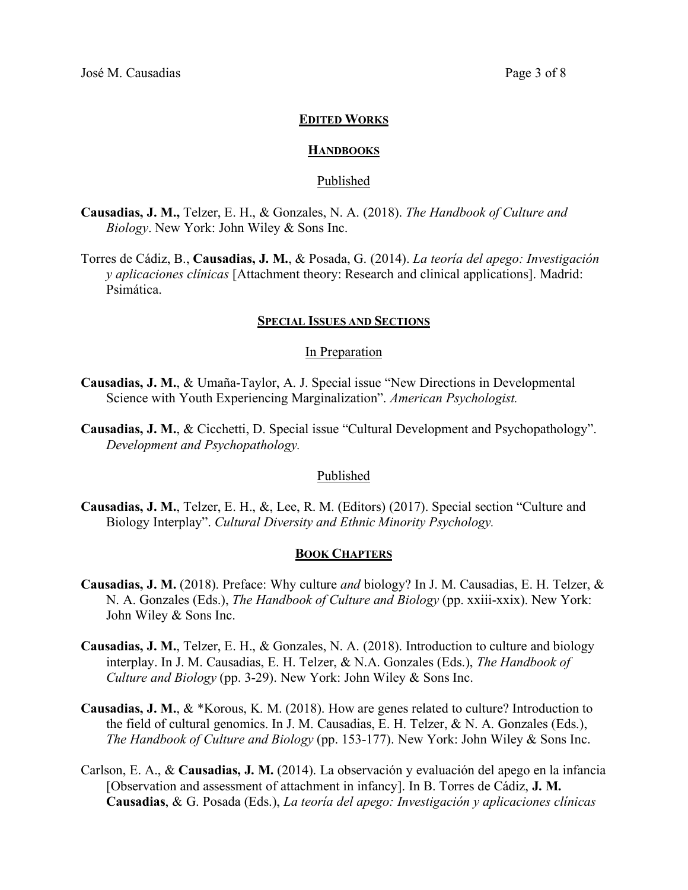## EDITED WORKS

### HANDBOOKS

#### Published

**Causadias, J. M.,** Telzer, E. H., & Gonzales, N. A. (2018). *The Handbook of Culture and Biology*. New York: John Wiley & Sons Inc.

Torres de Cádiz, B., **Causadias, J. M.**, & Posada, G. (2014). *La teoría del apego: Investigación y aplicaciones clínicas* [Attachment theory: Research and clinical applications]. Madrid: Psimática.

### SPECIAL ISSUES AND SECTIONS

#### In Preparation

**Causadias, J. M.**, & Umaña-Taylor, A. J. Special issue "New Directions in Developmental Science with Youth Experiencing Marginalization". *American Psychologist.*

**Causadias, J. M.**, & Cicchetti, D. Special issue "Cultural Development and Psychopathology". *Development and Psychopathology.*

#### Published

**Causadias, J. M.**, Telzer, E. H., &, Lee, R. M. (Editors) (2017). Special section "Culture and Biology Interplay". *Cultural Diversity and Ethnic Minority Psychology.*

### BOOK CHAPTERS

**Causadias, J. M.** (2018). Preface: Why culture *and* biology? In J. M. Causadias, E. H. Telzer, & N. A. Gonzales (Eds.), *The Handbook of Culture and Biology* (pp. xxiii-xxix). New York: John Wiley & Sons Inc.

**Causadias, J. M.**, Telzer, E. H., & Gonzales, N. A. (2018). Introduction to culture and biology interplay. In J. M. Causadias, E. H. Telzer, & N.A. Gonzales (Eds.), *The Handbook of Culture and Biology* (pp. 3-29). New York: John Wiley & Sons Inc.

**Causadias, J. M.**, & *Korous, K. M. (2018). How are genes related to culture? Introduction to the field of cultural genomics. In J. M. Causadias, E. H. Telzer, & N. A. Gonzales (Eds.), *The Handbook of Culture and Biology* (pp. 153-177). New York: John Wiley & Sons Inc.

Carlson, E. A., & **Causadias, J. M.** (2014). La observación y evaluación del apego en la infancia [Observation and assessment of attachment in infancy]. In B. Torres de Cádiz, **J. M. Causadias**, & G. Posada (Eds.), *La teoría del apego: Investigación y aplicaciones clínicas*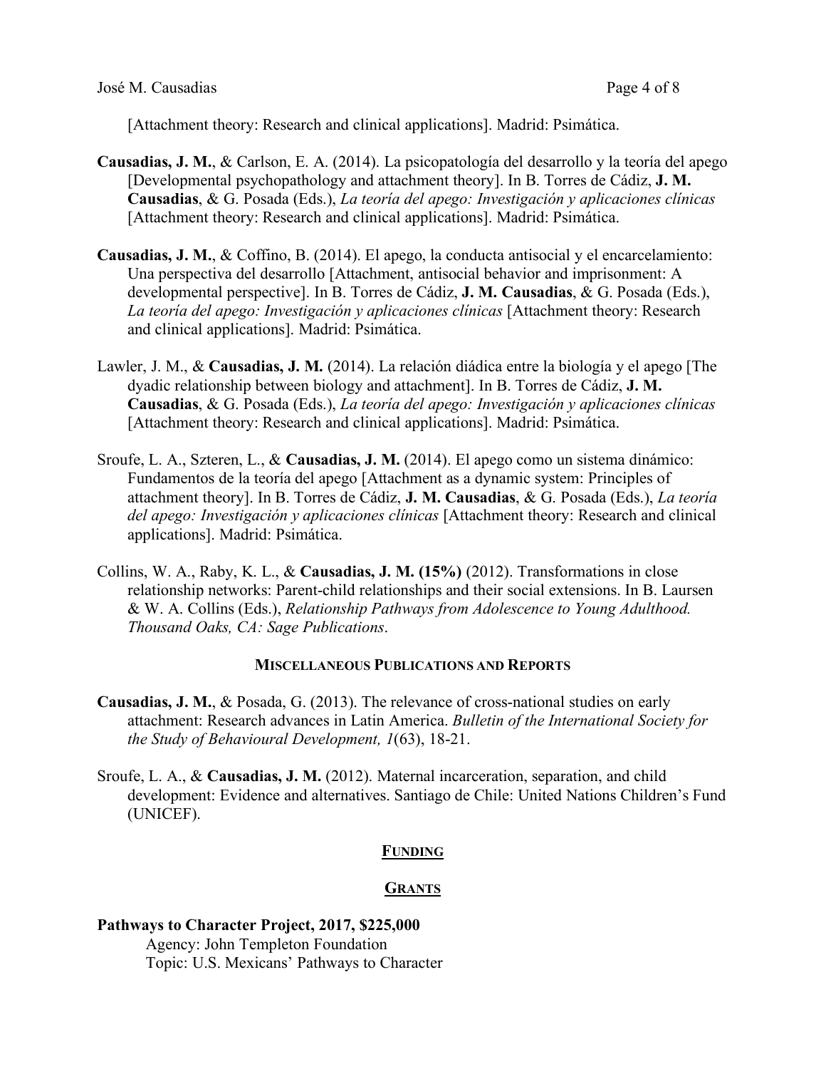[Attachment theory: Research and clinical applications]. Madrid: Psimática.

**Causadias, J. M.**, & Carlson, E. A. (2014). La psicopatología del desarrollo y la teoría del apego [Developmental psychopathology and attachment theory]. In B. Torres de Cádiz, **J. M. Causadias**, & G. Posada (Eds.), *La teoría del apego: Investigación y aplicaciones clínicas* [Attachment theory: Research and clinical applications]. Madrid: Psimática.

**Causadias, J. M.**, & Coffino, B. (2014). El apego, la conducta antisocial y el encarcelamiento: Una perspectiva del desarrollo [Attachment, antisocial behavior and imprisonment: A developmental perspective]. In B. Torres de Cádiz, **J. M. Causadias**, & G. Posada (Eds.), *La teoría del apego: Investigación y aplicaciones clínicas* [Attachment theory: Research and clinical applications]. Madrid: Psimática.

Lawler, J. M., & **Causadias, J. M.** (2014). La relación diádica entre la biología y el apego [The dyadic relationship between biology and attachment]. In B. Torres de Cádiz, **J. M. Causadias**, & G. Posada (Eds.), *La teoría del apego: Investigación y aplicaciones clínicas* [Attachment theory: Research and clinical applications]. Madrid: Psimática.

Sroufe, L. A., Szteren, L., & **Causadias, J. M.** (2014). El apego como un sistema dinámico: Fundamentos de la teoría del apego [Attachment as a dynamic system: Principles of attachment theory]. In B. Torres de Cádiz, **J. M. Causadias**, & G. Posada (Eds.), *La teoría del apego: Investigación y aplicaciones clínicas* [Attachment theory: Research and clinical applications]. Madrid: Psimática.

Collins, W. A., Raby, K. L., & **Causadias, J. M. (15%)** (2012). Transformations in close relationship networks: Parent-child relationships and their social extensions. In B. Laursen & W. A. Collins (Eds.), *Relationship Pathways from Adolescence to Young Adulthood. Thousand Oaks, CA: Sage Publications*.

## Miscellaneous Publications and Reports

**Causadias, J. M.**, & Posada, G. (2013). The relevance of cross-national studies on early attachment: Research advances in Latin America. *Bulletin of the International Society for the Study of Behavioural Development, 1*(63), 18-21.

Sroufe, L. A., & **Causadias, J. M.** (2012). Maternal incarceration, separation, and child development: Evidence and alternatives. Santiago de Chile: United Nations Children's Fund (UNICEF).

## Funding

### Grants

**Pathways to Character Project, 2017, $225,000**
Agency: John Templeton Foundation
Topic: U.S. Mexicans' Pathways to Character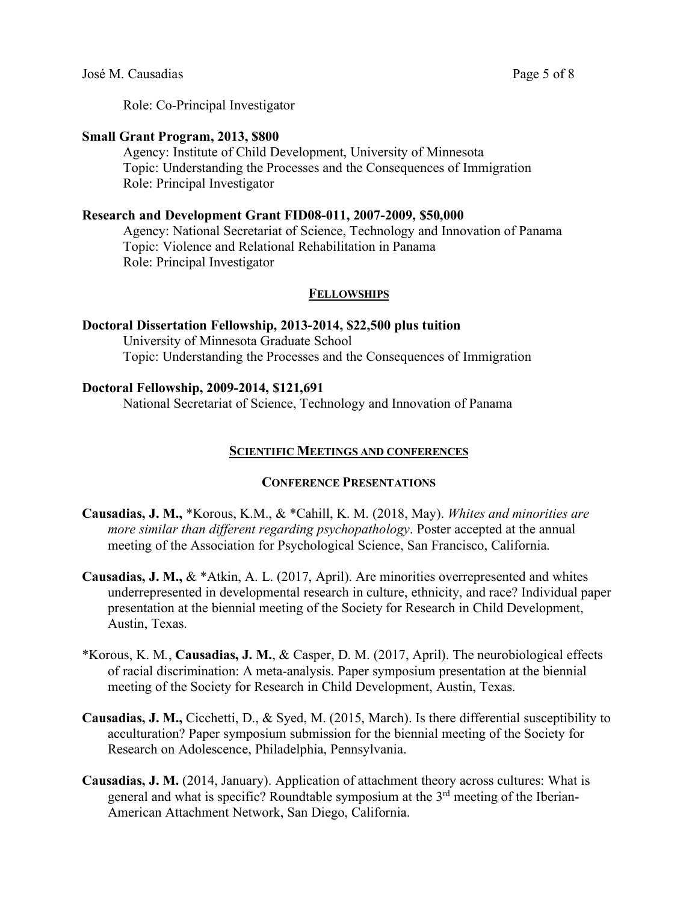Role: Co-Principal Investigator

**Small Grant Program, 2013, $800**

Agency: Institute of Child Development, University of Minnesota
Topic: Understanding the Processes and the Consequences of Immigration
Role: Principal Investigator

**Research and Development Grant FID08-011, 2007-2009, $50,000**

Agency: National Secretariat of Science, Technology and Innovation of Panama
Topic: Violence and Relational Rehabilitation in Panama
Role: Principal Investigator

## FELLOWSHIPS

**Doctoral Dissertation Fellowship, 2013-2014, $22,500 plus tuition**

University of Minnesota Graduate School
Topic: Understanding the Processes and the Consequences of Immigration

**Doctoral Fellowship, 2009-2014, $121,691**

National Secretariat of Science, Technology and Innovation of Panama

## SCIENTIFIC MEETINGS AND CONFERENCES

### CONFERENCE PRESENTATIONS

**Causadias, J. M.,** *Korous, K.M., & *Cahill, K. M. (2018, May). *Whites and minorities are more similar than different regarding psychopathology*. Poster accepted at the annual meeting of the Association for Psychological Science, San Francisco, California.

**Causadias, J. M.,** & *Atkin, A. L. (2017, April). Are minorities overrepresented and whites underrepresented in developmental research in culture, ethnicity, and race? Individual paper presentation at the biennial meeting of the Society for Research in Child Development, Austin, Texas.

*Korous, K. M., **Causadias, J. M.**, & Casper, D. M. (2017, April). The neurobiological effects of racial discrimination: A meta-analysis. Paper symposium presentation at the biennial meeting of the Society for Research in Child Development, Austin, Texas.

**Causadias, J. M.,** Cicchetti, D., & Syed, M. (2015, March). Is there differential susceptibility to acculturation? Paper symposium submission for the biennial meeting of the Society for Research on Adolescence, Philadelphia, Pennsylvania.

**Causadias, J. M.** (2014, January). Application of attachment theory across cultures: What is general and what is specific? Roundtable symposium at the 3rd meeting of the Iberian-American Attachment Network, San Diego, California.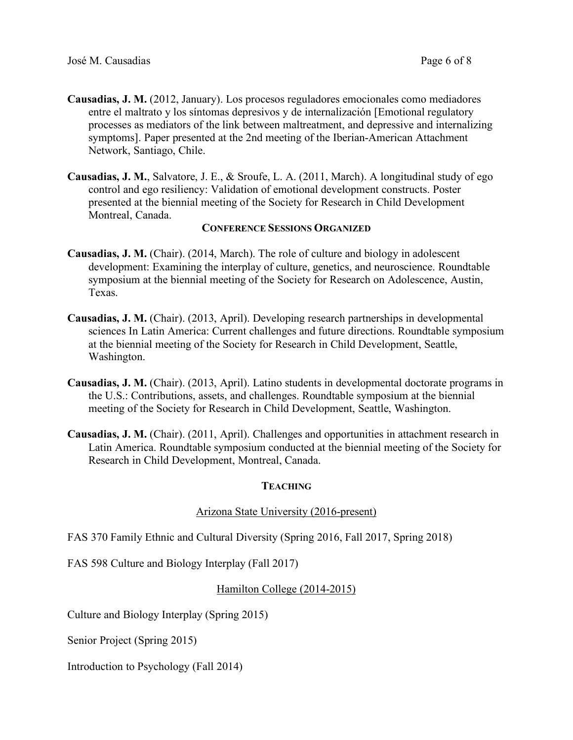**Causadias, J. M.** (2012, January). Los procesos reguladores emocionales como mediadores entre el maltrato y los síntomas depresivos y de internalización [Emotional regulatory processes as mediators of the link between maltreatment, and depressive and internalizing symptoms]. Paper presented at the 2nd meeting of the Iberian-American Attachment Network, Santiago, Chile.

**Causadias, J. M.**, Salvatore, J. E., & Sroufe, L. A. (2011, March). A longitudinal study of ego control and ego resiliency: Validation of emotional development constructs. Poster presented at the biennial meeting of the Society for Research in Child Development Montreal, Canada.

### CONFERENCE SESSIONS ORGANIZED

**Causadias, J. M.** (Chair). (2014, March). The role of culture and biology in adolescent development: Examining the interplay of culture, genetics, and neuroscience. Roundtable symposium at the biennial meeting of the Society for Research on Adolescence, Austin, Texas.

**Causadias, J. M.** (Chair). (2013, April). Developing research partnerships in developmental sciences In Latin America: Current challenges and future directions. Roundtable symposium at the biennial meeting of the Society for Research in Child Development, Seattle, Washington.

**Causadias, J. M.** (Chair). (2013, April). Latino students in developmental doctorate programs in the U.S.: Contributions, assets, and challenges. Roundtable symposium at the biennial meeting of the Society for Research in Child Development, Seattle, Washington.

**Causadias, J. M.** (Chair). (2011, April). Challenges and opportunities in attachment research in Latin America. Roundtable symposium conducted at the biennial meeting of the Society for Research in Child Development, Montreal, Canada.

## TEACHING

### Arizona State University (2016-present)

FAS 370 Family Ethnic and Cultural Diversity (Spring 2016, Fall 2017, Spring 2018)

FAS 598 Culture and Biology Interplay (Fall 2017)

### Hamilton College (2014-2015)

Culture and Biology Interplay (Spring 2015)

Senior Project (Spring 2015)

Introduction to Psychology (Fall 2014)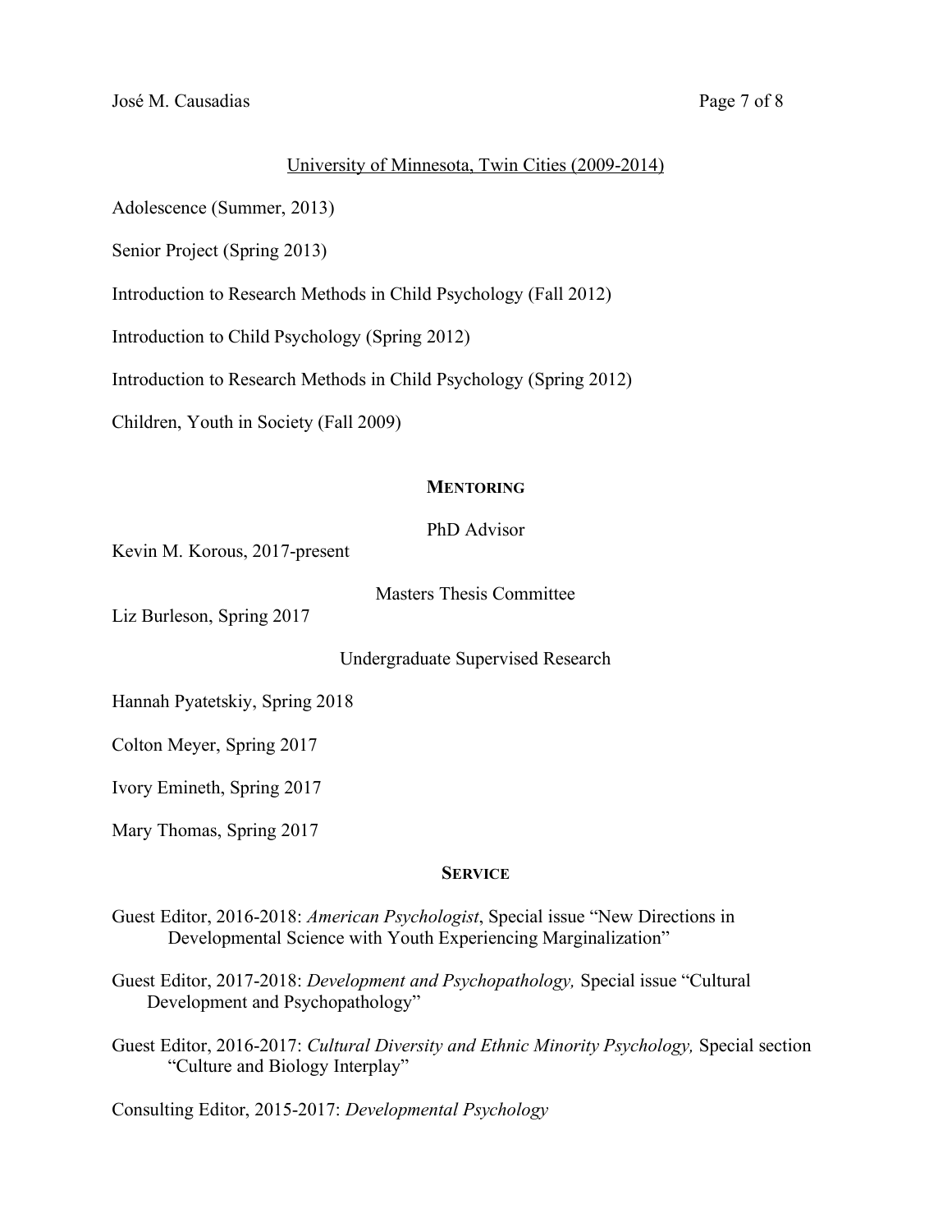University of Minnesota, Twin Cities (2009-2014)

Adolescence (Summer, 2013)

Senior Project (Spring 2013)

Introduction to Research Methods in Child Psychology (Fall 2012)

Introduction to Child Psychology (Spring 2012)

Introduction to Research Methods in Child Psychology (Spring 2012)

Children, Youth in Society (Fall 2009)

## MENTORING

PhD Advisor

Kevin M. Korous, 2017-present

Masters Thesis Committee

Liz Burleson, Spring 2017

Undergraduate Supervised Research

Hannah Pyatetskiy, Spring 2018

Colton Meyer, Spring 2017

Ivory Emineth, Spring 2017

Mary Thomas, Spring 2017

## SERVICE

Guest Editor, 2016-2018: *American Psychologist*, Special issue "New Directions in Developmental Science with Youth Experiencing Marginalization"

Guest Editor, 2017-2018: *Development and Psychopathology,* Special issue "Cultural Development and Psychopathology"

Guest Editor, 2016-2017: *Cultural Diversity and Ethnic Minority Psychology,* Special section "Culture and Biology Interplay"

Consulting Editor, 2015-2017: *Developmental Psychology*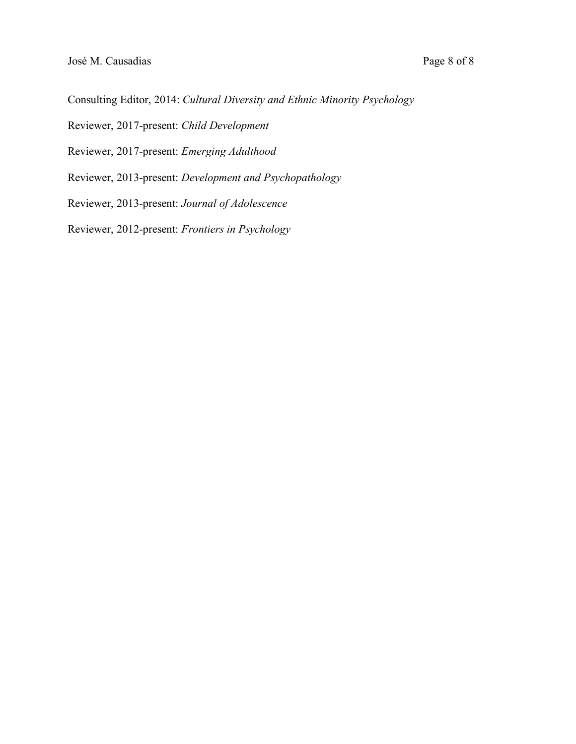Consulting Editor, 2014: *Cultural Diversity and Ethnic Minority Psychology*

Reviewer, 2017-present: *Child Development*

Reviewer, 2017-present: *Emerging Adulthood*

Reviewer, 2013-present: *Development and Psychopathology*

Reviewer, 2013-present: *Journal of Adolescence*

Reviewer, 2012-present: *Frontiers in Psychology*